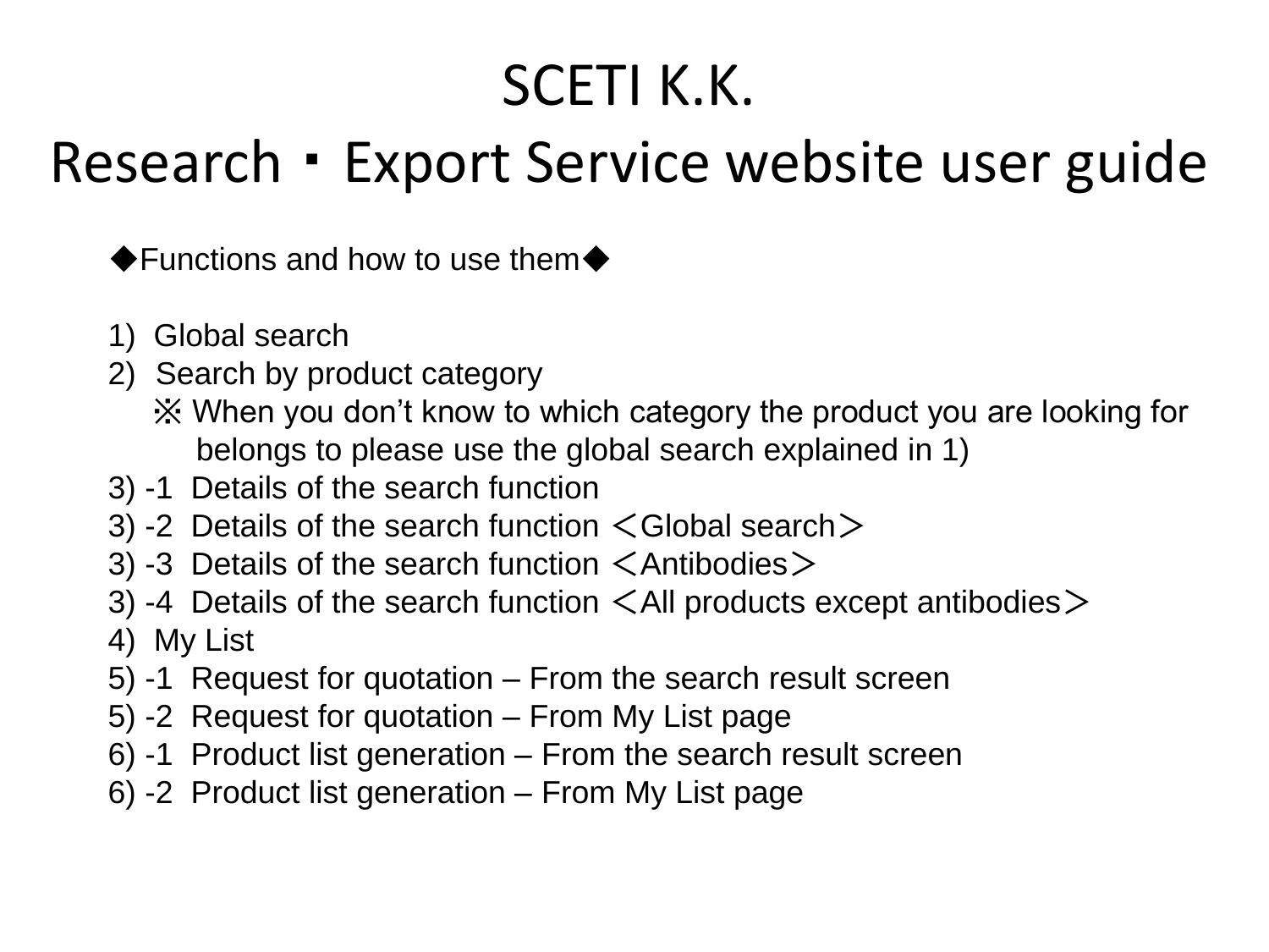# SCETI K.K.
# Research・Export Service website user guide

◆Functions and how to use them◆

1) Global search
2) Search by product category
   ※ When you don’t know to which category the product you are looking for belongs to please use the global search explained in 1)
3) -1 Details of the search function
3) -2 Details of the search function ＜Global search＞
3) -3 Details of the search function ＜Antibodies＞
3) -4 Details of the search function ＜All products except antibodies＞
4) My List
5) -1 Request for quotation – From the search result screen
5) -2 Request for quotation – From My List page
6) -1 Product list generation – From the search result screen
6) -2 Product list generation – From My List page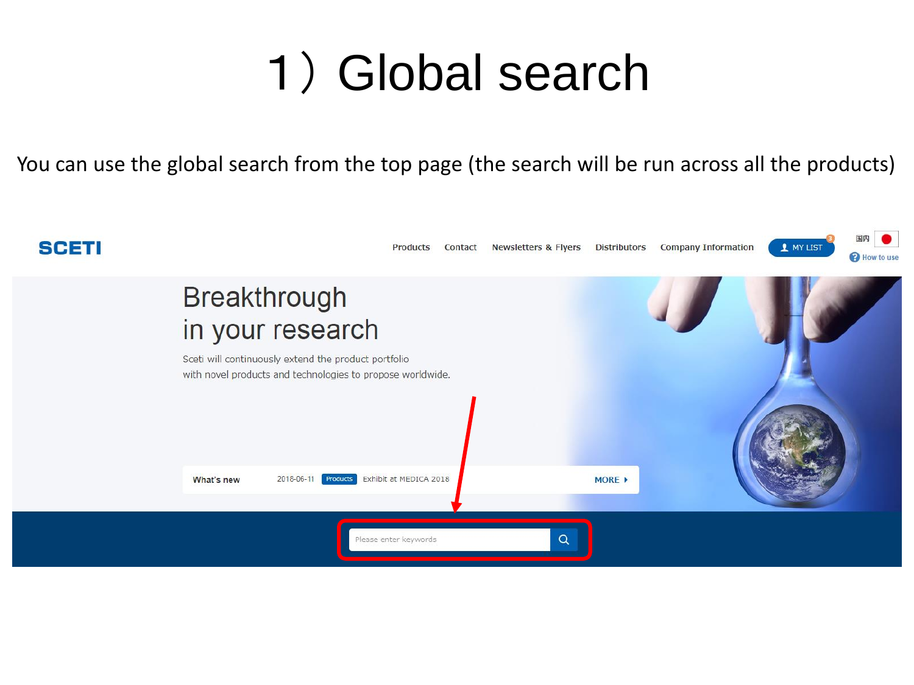# 1）Global search

You can use the global search from the top page (the search will be run across all the products)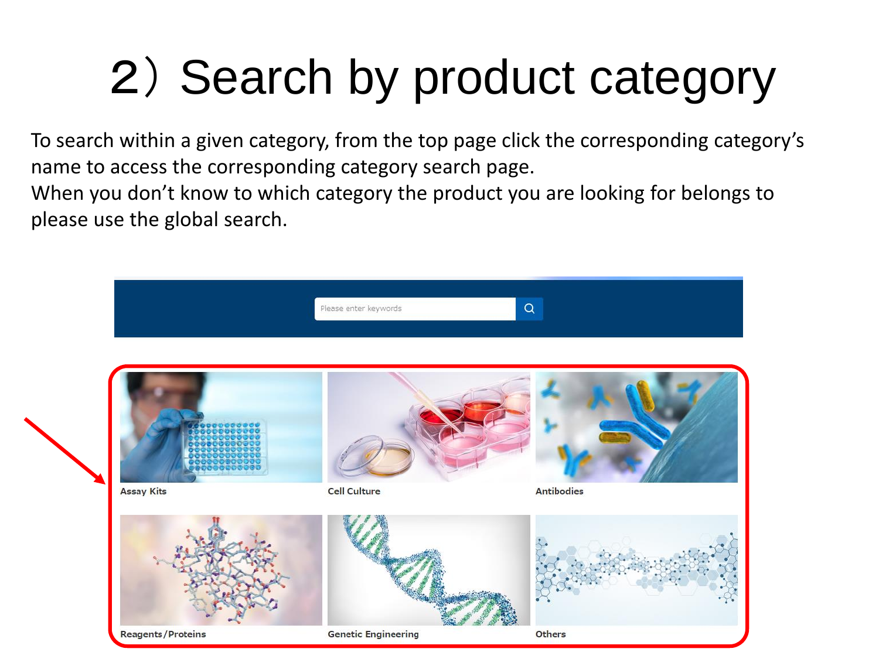# 2）Search by product category

To search within a given category, from the top page click the corresponding category's name to access the corresponding category search page.
When you don't know to which category the product you are looking for belongs to please use the global search.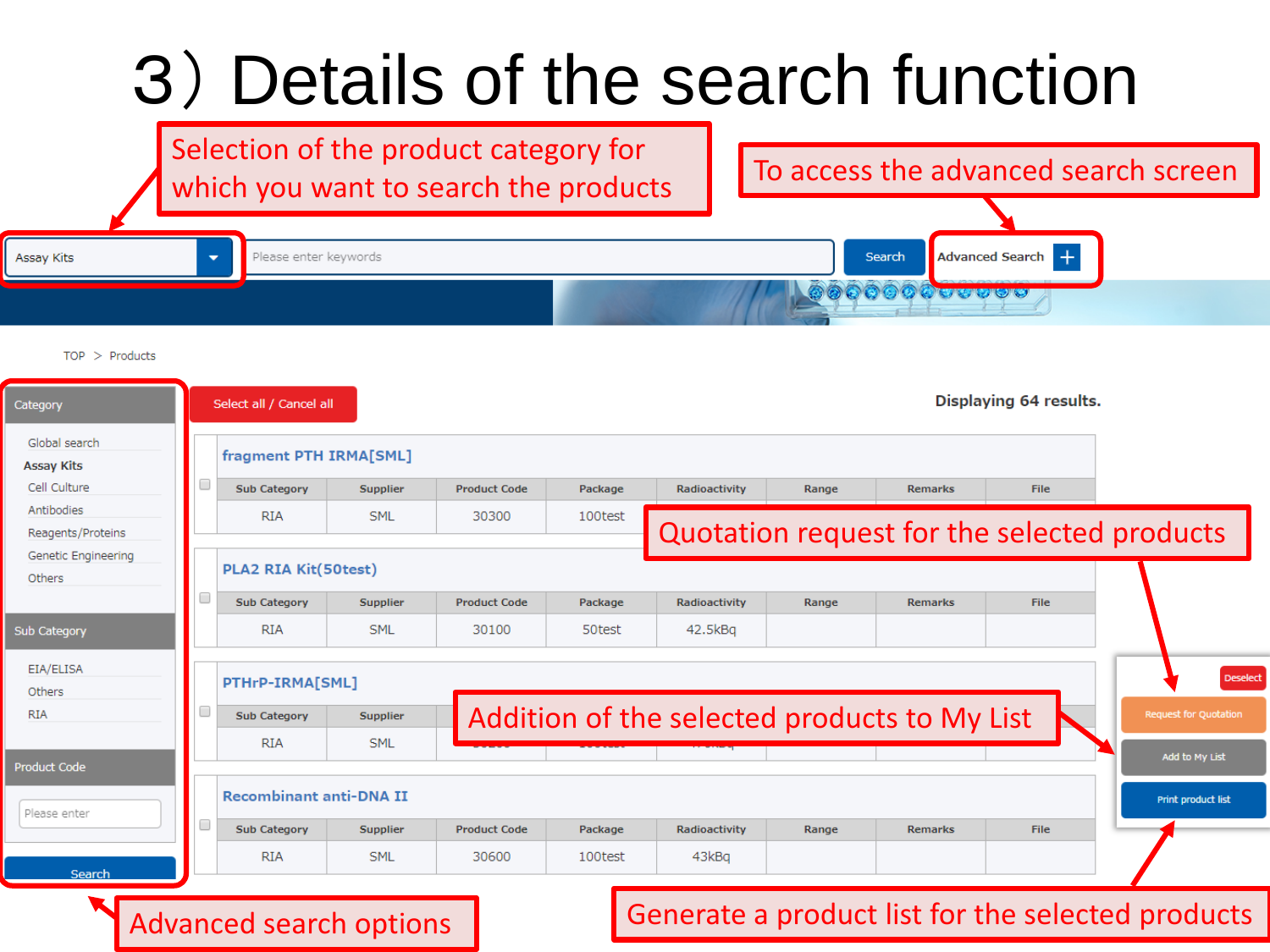# 3）Details of the search function

Selection of the product category for which you want to search the products

To access the advanced search screen

Assay Kits | Please enter keywords | Search | Advanced Search +

TOP > Products

**Category**

- Global search
- **Assay Kits**
- Cell Culture
- Antibodies
- Reagents/Proteins
- Genetic Engineering
- Others

**Sub Category**

- EIA/ELISA
- Others
- RIA

**Product Code**

Please enter

Search

Select all / Cancel all

Displaying 64 results.

**fragment PTH IRMA[SML]**

| Sub Category | Supplier | Product Code | Package | Radioactivity | Range | Remarks | File |
|---|---|---|---|---|---|---|---|
| RIA | SML | 30300 | 100test | | | | |

**PLA2 RIA Kit(50test)**

| Sub Category | Supplier | Product Code | Package | Radioactivity | Range | Remarks | File |
|---|---|---|---|---|---|---|---|
| RIA | SML | 30100 | 50test | 42.5kBq | | | |

**PTHrP-IRMA[SML]**

| Sub Category | Supplier |
|---|---|
| RIA | SML |

**Recombinant anti-DNA II**

| Sub Category | Supplier | Product Code | Package | Radioactivity | Range | Remarks | File |
|---|---|---|---|---|---|---|---|
| RIA | SML | 30600 | 100test | 43kBq | | | |

Quotation request for the selected products

Addition of the selected products to My List

Deselect | Request for Quotation | Add to My List | Print product list

Advanced search options

Generate a product list for the selected products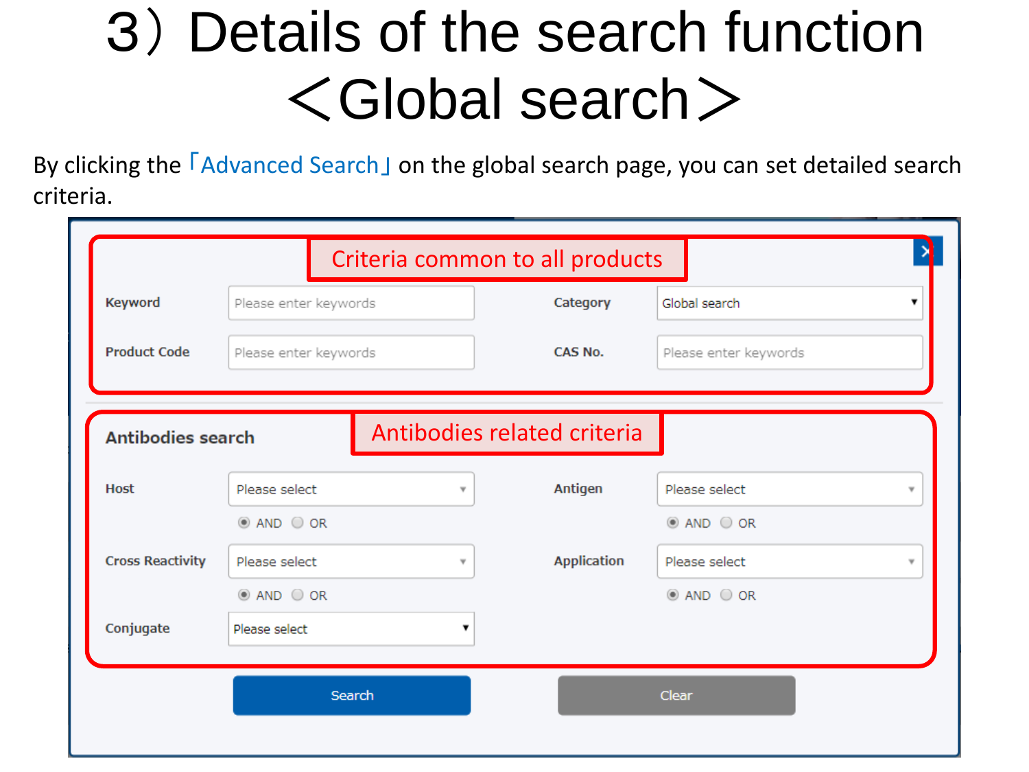# 3）Details of the search function ＜Global search＞

By clicking the「Advanced Search」on the global search page, you can set detailed search criteria.

**Criteria common to all products**

| | | | |
|---|---|---|---|
| Keyword | Please enter keywords | Category | Global search |
| Product Code | Please enter keywords | CAS No. | Please enter keywords |

**Antibodies related criteria**

Antibodies search

| | | | |
|---|---|---|---|
| Host | Please select (AND / OR) | Antigen | Please select (AND / OR) |
| Cross Reactivity | Please select (AND / OR) | Application | Please select (AND / OR) |
| Conjugate | Please select | | |

Search　　Clear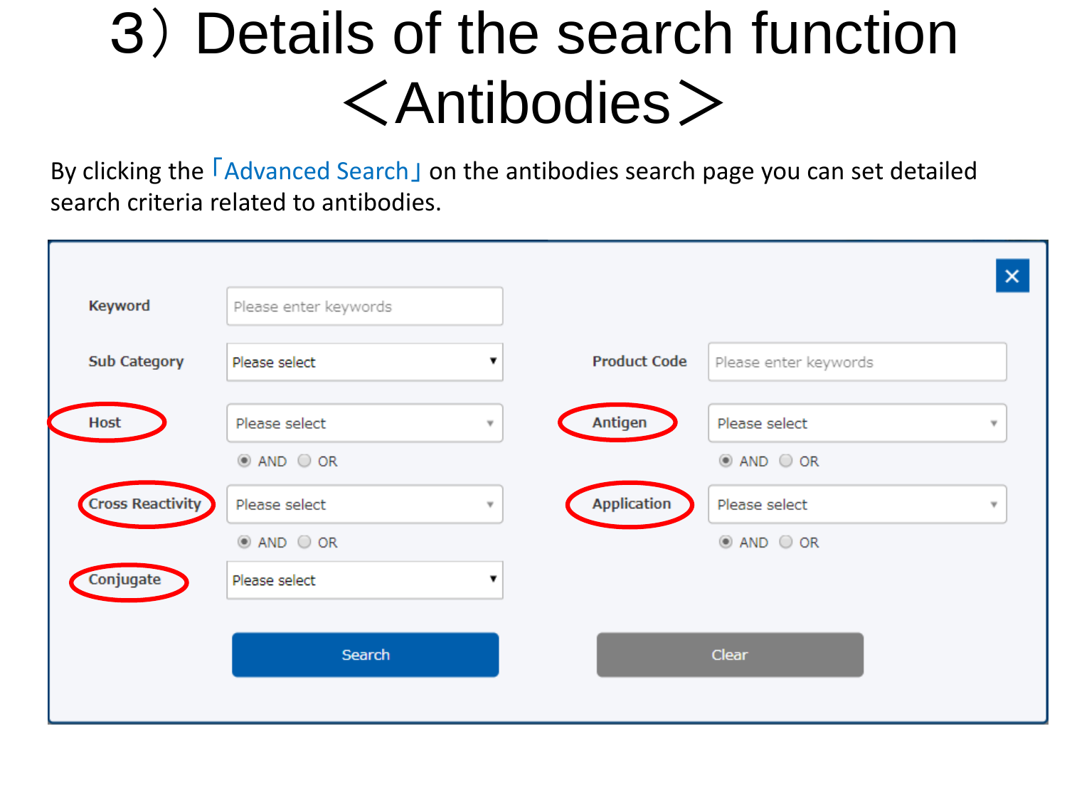# 3）Details of the search function ＜Antibodies＞

By clicking the「Advanced Search」on the antibodies search page you can set detailed search criteria related to antibodies.

| | | | |
|---|---|---|---|
| Keyword | Please enter keywords | | |
| Sub Category | Please select | Product Code | Please enter keywords |
| Host | Please select (AND / OR) | Antigen | Please select (AND / OR) |
| Cross Reactivity | Please select (AND / OR) | Application | Please select (AND / OR) |
| Conjugate | Please select | | |

Search | Clear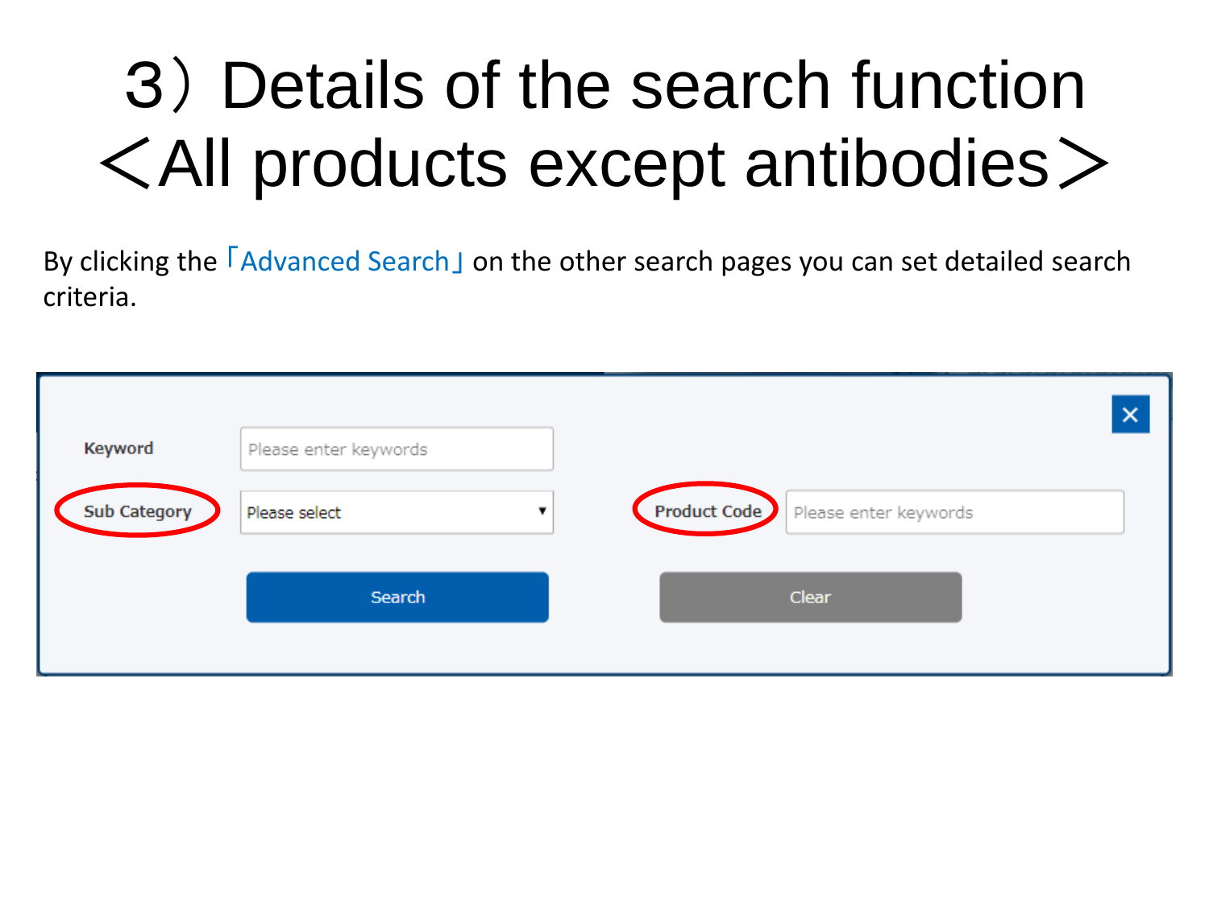# 3）Details of the search function ＜All products except antibodies＞

By clicking the「Advanced Search」on the other search pages you can set detailed search criteria.

Keyword — Please enter keywords

Sub Category — Please select

Product Code — Please enter keywords

Search | Clear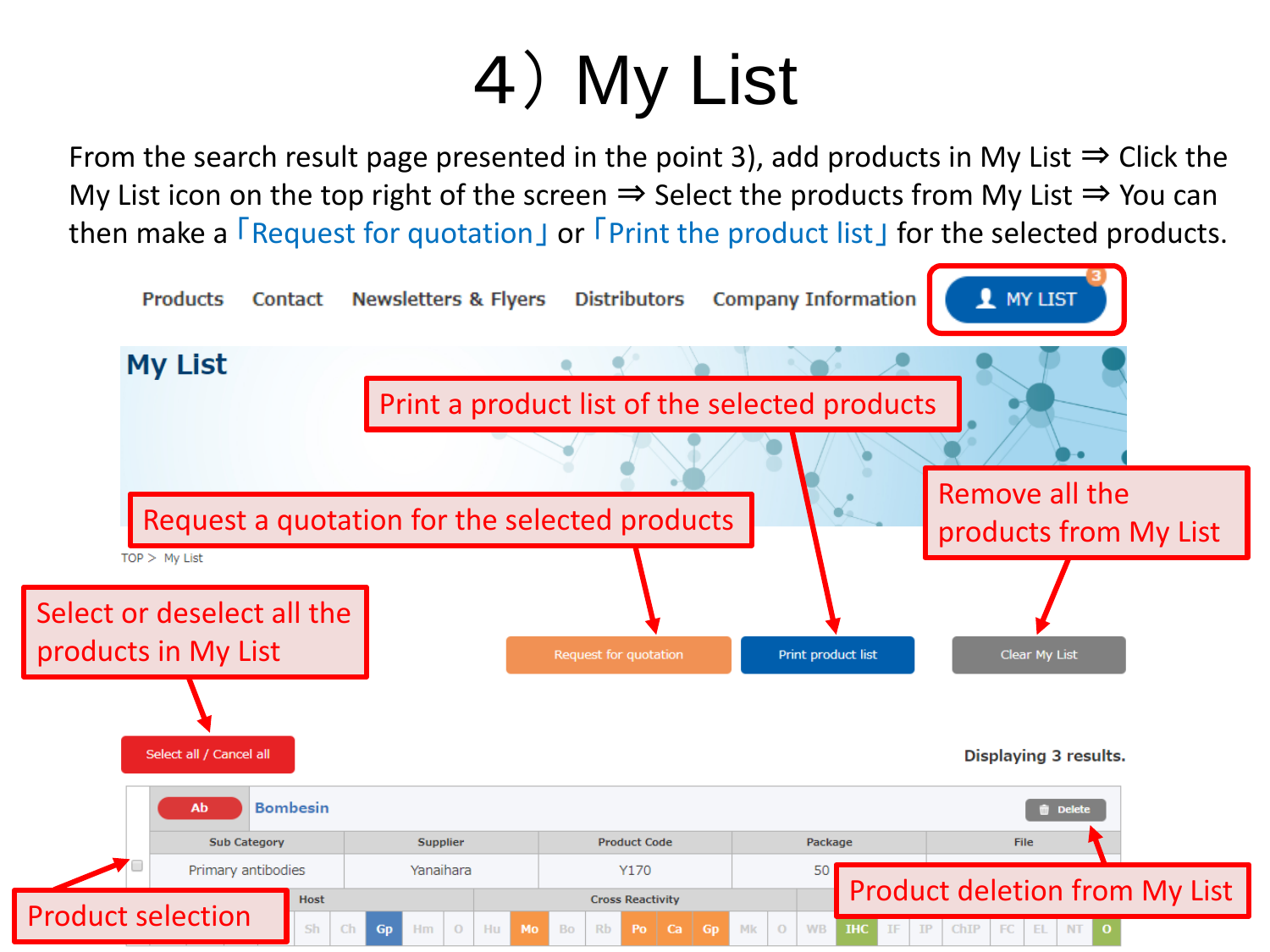# 4）My List

From the search result page presented in the point 3), add products in My List ⇒ Click the My List icon on the top right of the screen ⇒ Select the products from My List ⇒ You can then make a「Request for quotation」or「Print the product list」for the selected products.

Products Contact Newsletters & Flyers Distributors Company Information MY LIST 3

## My List

Print a product list of the selected products

Request a quotation for the selected products

Remove all the products from My List

TOP > My List

Select or deselect all the products in My List

Request for quotation | Print product list | Clear My List

Select all / Cancel all

Displaying 3 results.

Ab Bombesin Delete

| Sub Category | Supplier | Product Code | Package | File |
|---|---|---|---|---|
| Primary antibodies | Yanaihara | Y170 | 50 | |

Host | Cross Reactivity

Sh Ch Gp Hm O Hu Mo Bo Rb Po Ca Gp Mk O WB IHC IF IP ChIP FC EL NT O

Product selection

Product deletion from My List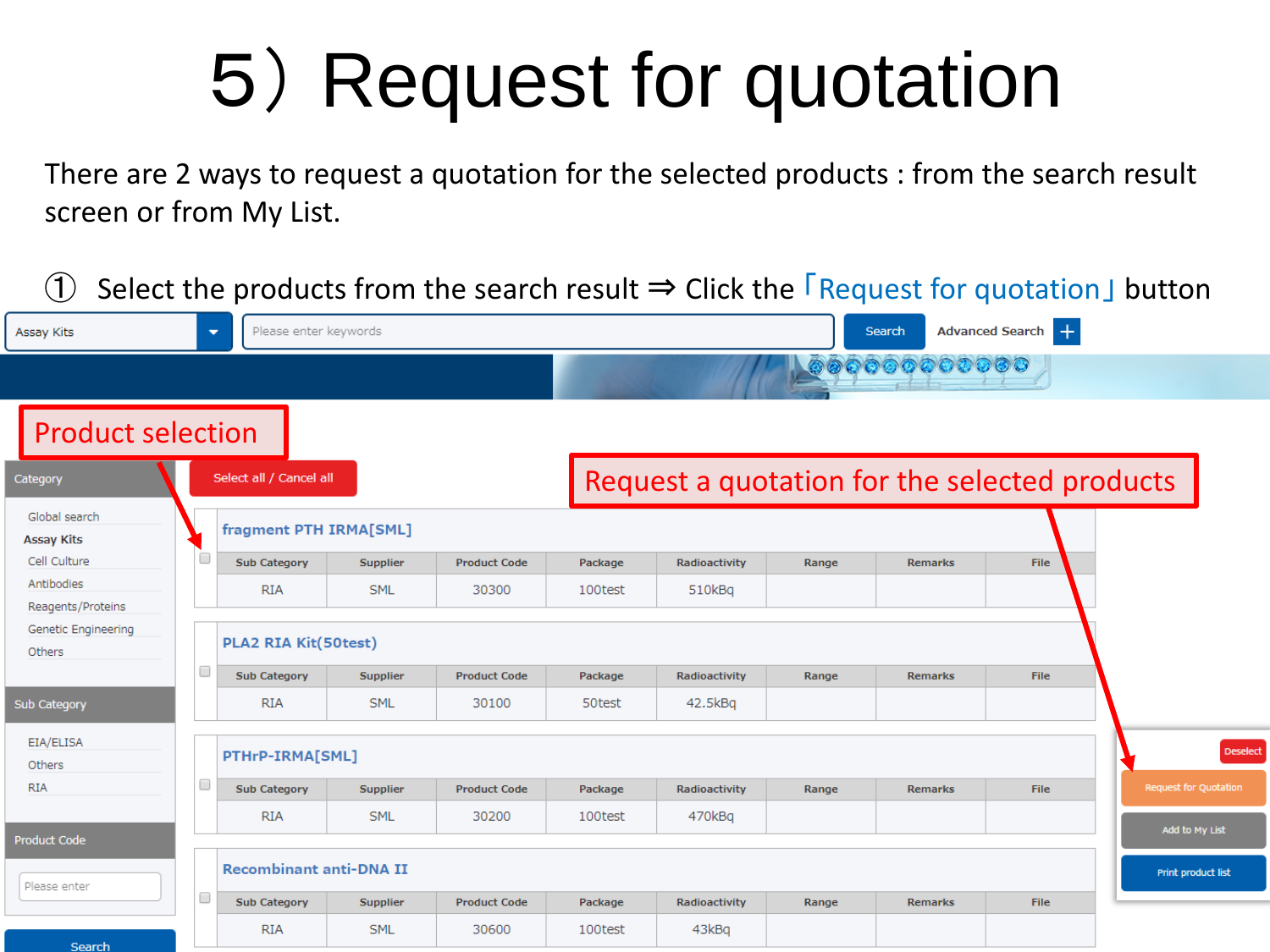# 5）Request for quotation

There are 2 ways to request a quotation for the selected products : from the search result screen or from My List.

① Select the products from the search result ⇒ Click the「Request for quotation」button

Assay Kits | Please enter keywords | Search | Advanced Search +

**Product selection**

**Request a quotation for the selected products**

Category

- Global search
- Assay Kits
- Cell Culture
- Antibodies
- Reagents/Proteins
- Genetic Engineering
- Others

Sub Category

- EIA/ELISA
- Others
- RIA

Product Code

Please enter

Search

Select all / Cancel all

**fragment PTH IRMA[SML]**

| Sub Category | Supplier | Product Code | Package | Radioactivity | Range | Remarks | File |
|---|---|---|---|---|---|---|---|
| RIA | SML | 30300 | 100test | 510kBq | | | |

**PLA2 RIA Kit(50test)**

| Sub Category | Supplier | Product Code | Package | Radioactivity | Range | Remarks | File |
|---|---|---|---|---|---|---|---|
| RIA | SML | 30100 | 50test | 42.5kBq | | | |

**PTHrP-IRMA[SML]**

| Sub Category | Supplier | Product Code | Package | Radioactivity | Range | Remarks | File |
|---|---|---|---|---|---|---|---|
| RIA | SML | 30200 | 100test | 470kBq | | | |

**Recombinant anti-DNA II**

| Sub Category | Supplier | Product Code | Package | Radioactivity | Range | Remarks | File |
|---|---|---|---|---|---|---|---|
| RIA | SML | 30600 | 100test | 43kBq | | | |

Deselect

Request for Quotation

Add to My List

Print product list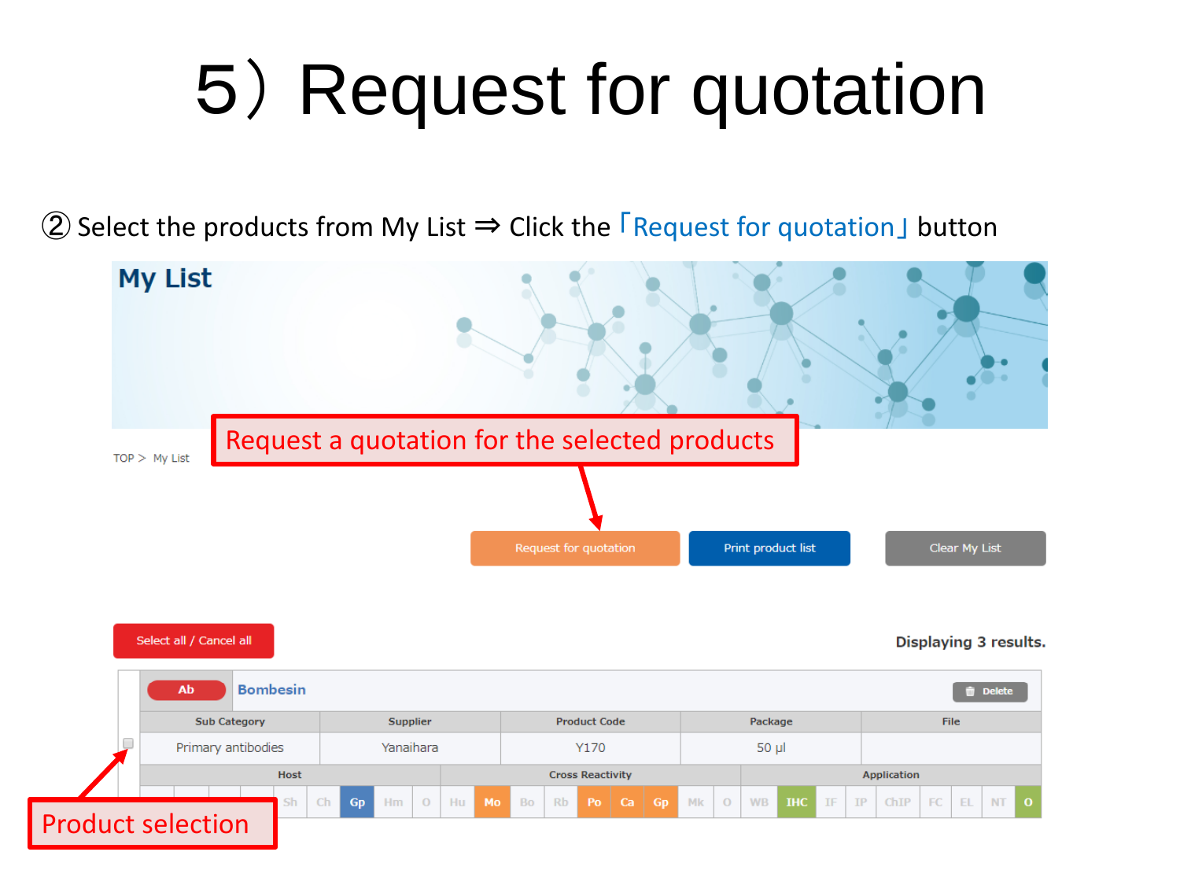# 5）Request for quotation

② Select the products from My List ⇒ Click the「Request for quotation」button

## My List

Request a quotation for the selected products

TOP > My List

Request for quotation | Print product list | Clear My List

Select all / Cancel all

Displaying 3 results.

Ab **Bombesin** Delete

| Sub Category | Supplier | Product Code | Package | File |
|---|---|---|---|---|
| Primary antibodies | Yanaihara | Y170 | 50 µl | |

| Host | | | | | | | | Cross Reactivity | | | | | | | | | | Application | | | | | | | | | | |
|---|---|---|---|---|---|---|---|---|---|---|---|---|---|---|---|---|---|---|---|---|---|---|---|---|---|---|---|---|
| | | | | Sh | Ch | Gp | Hm | O | Hu | Mo | Bo | Rb | Po | Ca | Gp | Mk | O | WB | IHC | IF | IP | ChIP | FC | EL | NT | O |

Product selection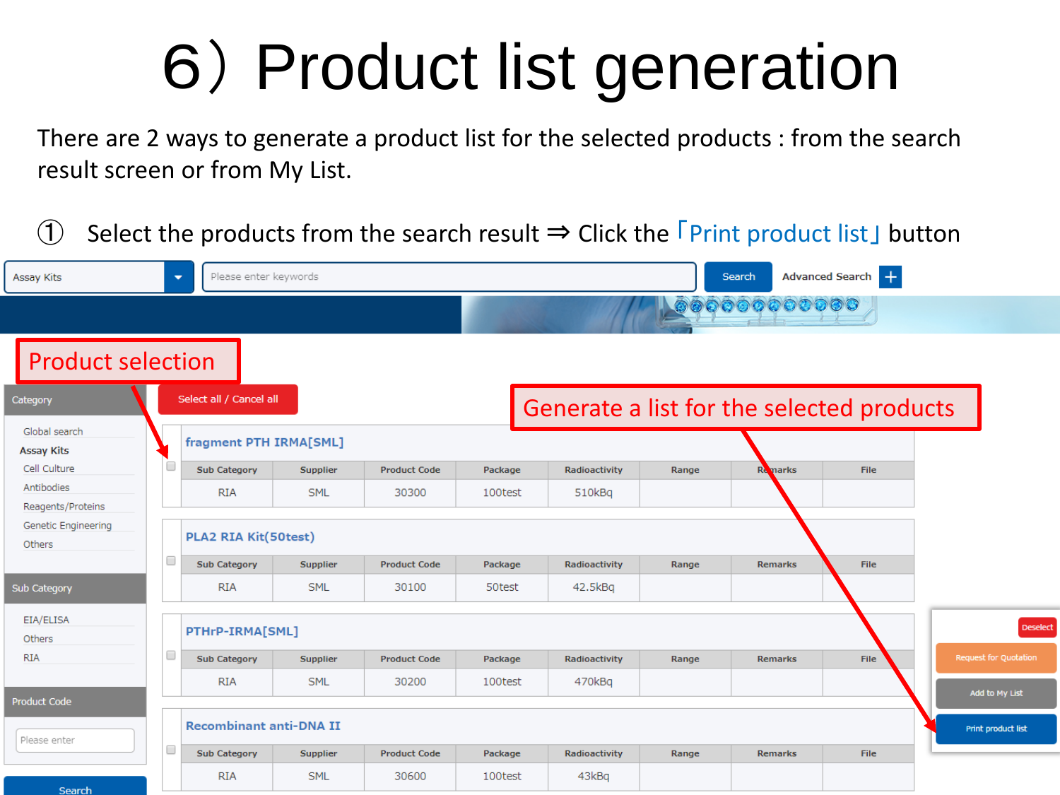# 6）Product list generation

There are 2 ways to generate a product list for the selected products : from the search result screen or from My List.

① Select the products from the search result ⇒ Click the「Print product list」button

Assay Kits | Please enter keywords | Search | Advanced Search +

**Product selection**

**Generate a list for the selected products**

Category
- Global search
- Assay Kits
- Cell Culture
- Antibodies
- Reagents/Proteins
- Genetic Engineering
- Others

Sub Category
- EIA/ELISA
- Others
- RIA

Product Code

Please enter

Search

Select all / Cancel all

**fragment PTH IRMA[SML]**

| Sub Category | Supplier | Product Code | Package | Radioactivity | Range | Remarks | File |
|---|---|---|---|---|---|---|---|
| RIA | SML | 30300 | 100test | 510kBq | | | |

**PLA2 RIA Kit(50test)**

| Sub Category | Supplier | Product Code | Package | Radioactivity | Range | Remarks | File |
|---|---|---|---|---|---|---|---|
| RIA | SML | 30100 | 50test | 42.5kBq | | | |

**PTHrP-IRMA[SML]**

| Sub Category | Supplier | Product Code | Package | Radioactivity | Range | Remarks | File |
|---|---|---|---|---|---|---|---|
| RIA | SML | 30200 | 100test | 470kBq | | | |

**Recombinant anti-DNA II**

| Sub Category | Supplier | Product Code | Package | Radioactivity | Range | Remarks | File |
|---|---|---|---|---|---|---|---|
| RIA | SML | 30600 | 100test | 43kBq | | | |

Deselect

Request for Quotation

Add to My List

Print product list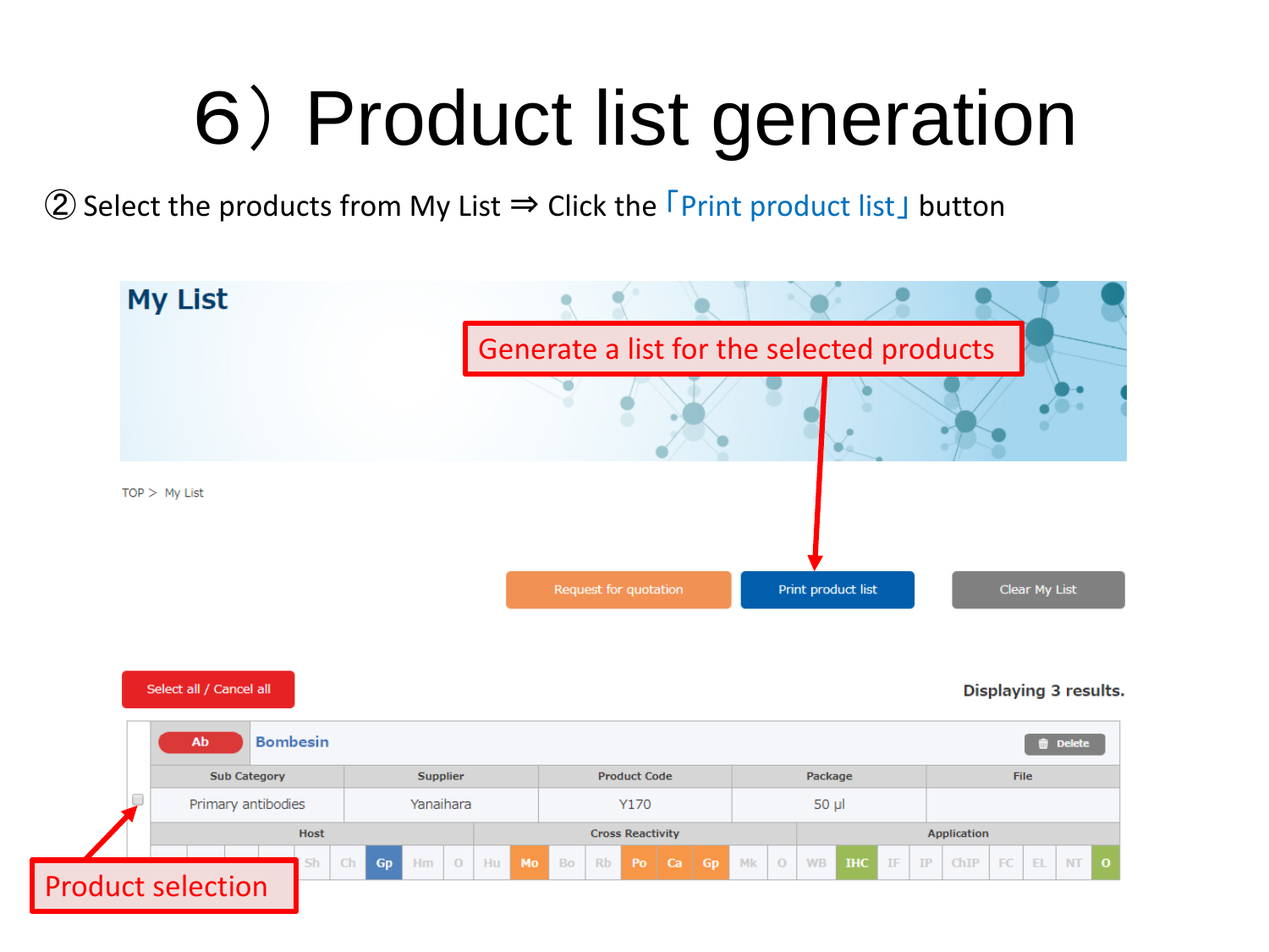# 6）Product list generation

② Select the products from My List ⇒ Click the「Print product list」button

## My List

Generate a list for the selected products

TOP > My List

Request for quotation | Print product list | Clear My List

Select all / Cancel all

Displaying 3 results.

Ab Bombesin — Delete

| Sub Category | Supplier | Product Code | Package | File |
|---|---|---|---|---|
| Primary antibodies | Yanaihara | Y170 | 50 µl | |

Host: Sh, Ch, Gp, Hm, O

Cross Reactivity: Hu, Mo, Bo, Rb, Po, Ca, Gp, Mk, O

Application: WB, IHC, IF, IP, ChIP, FC, EL, NT, O

Product selection